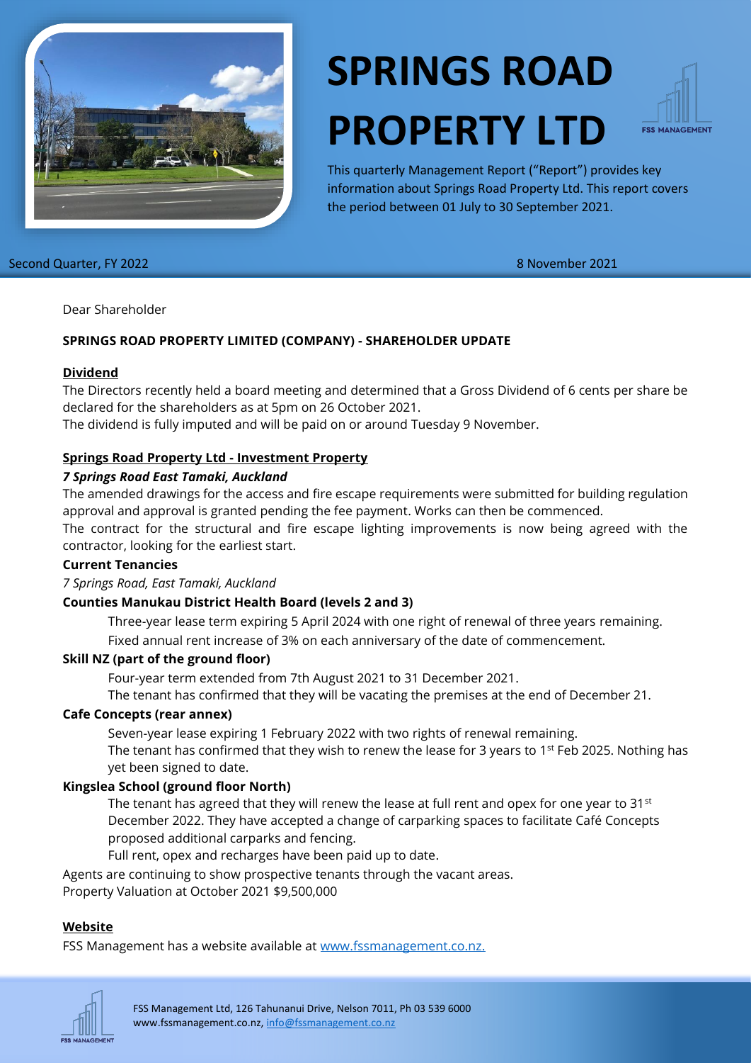# SPRINGS ROAD PROPERTY LTD

This quarterly Management Report ("Report") provides key information about Springs Road Property Ltd. This report covers the period between 01 July to 30 September 2021.

Second Quarter, FY 2022

8 November 2021

Dear Shareholder

**SPRINGS ROAD PROPERTY LIMITED (COMPANY) - SHAREHOLDER UPDATE**

## Dividend

The Directors recently held a board meeting and determined that a Gross Dividend of 6 cents per share be declared for the shareholders as at 5pm on 26 October 2021.
The dividend is fully imputed and will be paid on or around Tuesday 9 November.

## Springs Road Property Ltd - Investment Property

***7 Springs Road East Tamaki, Auckland***

The amended drawings for the access and fire escape requirements were submitted for building regulation approval and approval is granted pending the fee payment. Works can then be commenced.
The contract for the structural and fire escape lighting improvements is now being agreed with the contractor, looking for the earliest start.

**Current Tenancies**

*7 Springs Road, East Tamaki, Auckland*

**Counties Manukau District Health Board (levels 2 and 3)**

Three-year lease term expiring 5 April 2024 with one right of renewal of three years remaining.
Fixed annual rent increase of 3% on each anniversary of the date of commencement.

**Skill NZ (part of the ground floor)**

Four-year term extended from 7th August 2021 to 31 December 2021.
The tenant has confirmed that they will be vacating the premises at the end of December 21.

**Cafe Concepts (rear annex)**

Seven-year lease expiring 1 February 2022 with two rights of renewal remaining.
The tenant has confirmed that they wish to renew the lease for 3 years to 1st Feb 2025. Nothing has yet been signed to date.

**Kingslea School (ground floor North)**

The tenant has agreed that they will renew the lease at full rent and opex for one year to 31st December 2022. They have accepted a change of carparking spaces to facilitate Café Concepts proposed additional carparks and fencing.
Full rent, opex and recharges have been paid up to date.

Agents are continuing to show prospective tenants through the vacant areas.
Property Valuation at October 2021 $9,500,000

## Website

FSS Management has a website available at [www.fssmanagement.co.nz.](http://www.fssmanagement.co.nz)

FSS Management Ltd, 126 Tahunanui Drive, Nelson 7011, Ph 03 539 6000
www.fssmanagement.co.nz, info@fssmanagement.co.nz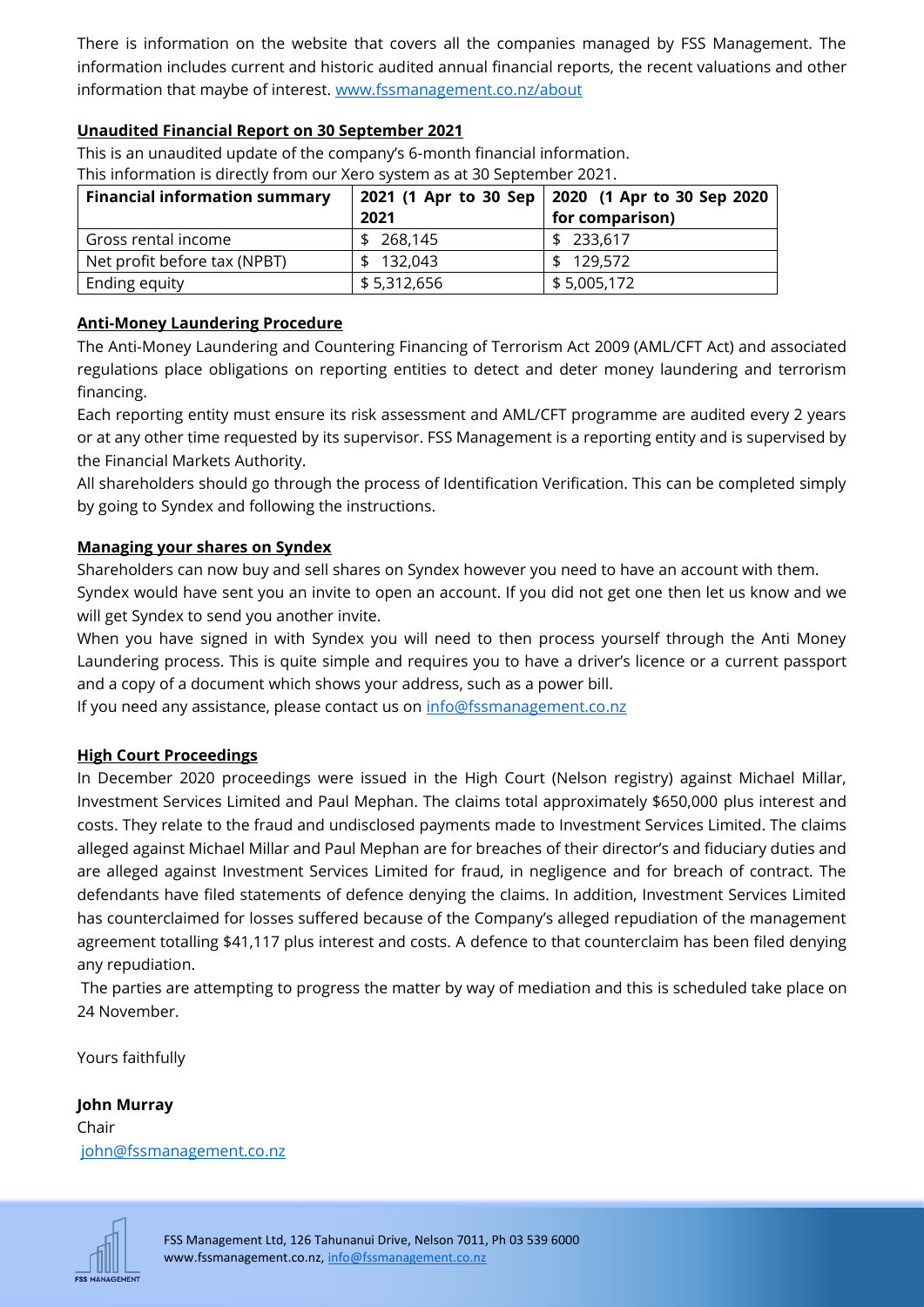There is information on the website that covers all the companies managed by FSS Management. The information includes current and historic audited annual financial reports, the recent valuations and other information that maybe of interest. [www.fssmanagement.co.nz/about](www.fssmanagement.co.nz/about)

**Unaudited Financial Report on 30 September 2021**

This is an unaudited update of the company's 6-month financial information.
This information is directly from our Xero system as at 30 September 2021.

| Financial information summary | 2021 (1 Apr to 30 Sep 2021 | 2020 (1 Apr to 30 Sep 2020 for comparison) |
|---|---|---|
| Gross rental income | $ 268,145 | $ 233,617 |
| Net profit before tax (NPBT) | $ 132,043 | $ 129,572 |
| Ending equity | $ 5,312,656 | $ 5,005,172 |

**Anti-Money Laundering Procedure**

The Anti-Money Laundering and Countering Financing of Terrorism Act 2009 (AML/CFT Act) and associated regulations place obligations on reporting entities to detect and deter money laundering and terrorism financing.

Each reporting entity must ensure its risk assessment and AML/CFT programme are audited every 2 years or at any other time requested by its supervisor. FSS Management is a reporting entity and is supervised by the Financial Markets Authority.

All shareholders should go through the process of Identification Verification. This can be completed simply by going to Syndex and following the instructions.

**Managing your shares on Syndex**

Shareholders can now buy and sell shares on Syndex however you need to have an account with them.

Syndex would have sent you an invite to open an account. If you did not get one then let us know and we will get Syndex to send you another invite.

When you have signed in with Syndex you will need to then process yourself through the Anti Money Laundering process. This is quite simple and requires you to have a driver's licence or a current passport and a copy of a document which shows your address, such as a power bill.

If you need any assistance, please contact us on [info@fssmanagement.co.nz](mailto:info@fssmanagement.co.nz)

**High Court Proceedings**

In December 2020 proceedings were issued in the High Court (Nelson registry) against Michael Millar, Investment Services Limited and Paul Mephan. The claims total approximately $650,000 plus interest and costs. They relate to the fraud and undisclosed payments made to Investment Services Limited. The claims alleged against Michael Millar and Paul Mephan are for breaches of their director's and fiduciary duties and are alleged against Investment Services Limited for fraud, in negligence and for breach of contract. The defendants have filed statements of defence denying the claims. In addition, Investment Services Limited has counterclaimed for losses suffered because of the Company's alleged repudiation of the management agreement totalling $41,117 plus interest and costs. A defence to that counterclaim has been filed denying any repudiation.

The parties are attempting to progress the matter by way of mediation and this is scheduled take place on 24 November.

Yours faithfully

**John Murray**
Chair
[john@fssmanagement.co.nz](mailto:john@fssmanagement.co.nz)

FSS Management Ltd, 126 Tahunanui Drive, Nelson 7011, Ph 03 539 6000
www.fssmanagement.co.nz, [info@fssmanagement.co.nz](mailto:info@fssmanagement.co.nz)